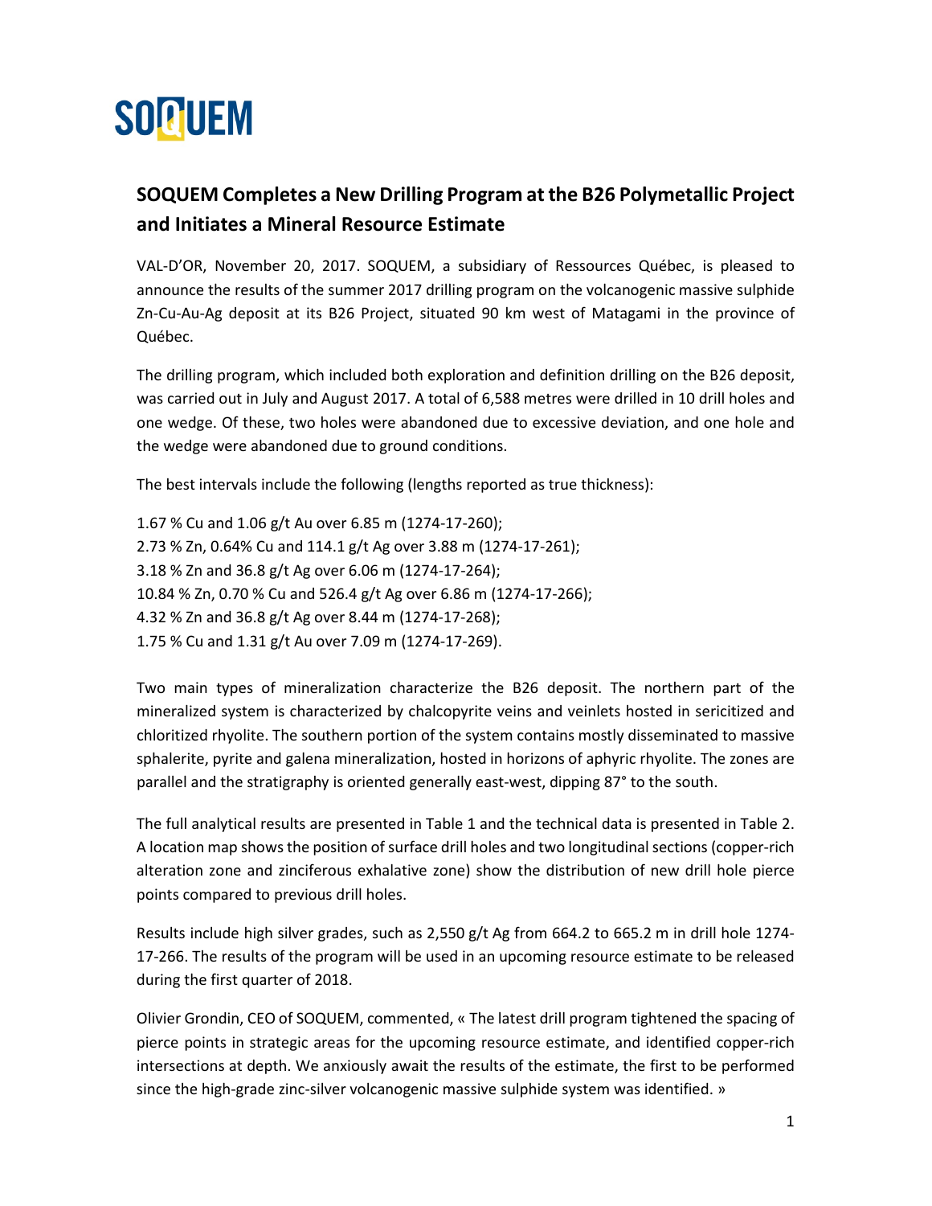SOQUEM

## SOQUEM Completes a New Drilling Program at the B26 Polymetallic Project and Initiates a Mineral Resource Estimate

VAL-D'OR, November 20, 2017. SOQUEM, a subsidiary of Ressources Québec, is pleased to announce the results of the summer 2017 drilling program on the volcanogenic massive sulphide Zn-Cu-Au-Ag deposit at its B26 Project, situated 90 km west of Matagami in the province of Québec.

The drilling program, which included both exploration and definition drilling on the B26 deposit, was carried out in July and August 2017. A total of 6,588 metres were drilled in 10 drill holes and one wedge. Of these, two holes were abandoned due to excessive deviation, and one hole and the wedge were abandoned due to ground conditions.

The best intervals include the following (lengths reported as true thickness):

1.67 % Cu and 1.06 g/t Au over 6.85 m (1274-17-260);
2.73 % Zn, 0.64% Cu and 114.1 g/t Ag over 3.88 m (1274-17-261);
3.18 % Zn and 36.8 g/t Ag over 6.06 m (1274-17-264);
10.84 % Zn, 0.70 % Cu and 526.4 g/t Ag over 6.86 m (1274-17-266);
4.32 % Zn and 36.8 g/t Ag over 8.44 m (1274-17-268);
1.75 % Cu and 1.31 g/t Au over 7.09 m (1274-17-269).

Two main types of mineralization characterize the B26 deposit. The northern part of the mineralized system is characterized by chalcopyrite veins and veinlets hosted in sericitized and chloritized rhyolite. The southern portion of the system contains mostly disseminated to massive sphalerite, pyrite and galena mineralization, hosted in horizons of aphyric rhyolite. The zones are parallel and the stratigraphy is oriented generally east-west, dipping 87° to the south.

The full analytical results are presented in Table 1 and the technical data is presented in Table 2. A location map shows the position of surface drill holes and two longitudinal sections (copper-rich alteration zone and zinciferous exhalative zone) show the distribution of new drill hole pierce points compared to previous drill holes.

Results include high silver grades, such as 2,550 g/t Ag from 664.2 to 665.2 m in drill hole 1274-17-266. The results of the program will be used in an upcoming resource estimate to be released during the first quarter of 2018.

Olivier Grondin, CEO of SOQUEM, commented, « The latest drill program tightened the spacing of pierce points in strategic areas for the upcoming resource estimate, and identified copper-rich intersections at depth. We anxiously await the results of the estimate, the first to be performed since the high-grade zinc-silver volcanogenic massive sulphide system was identified. »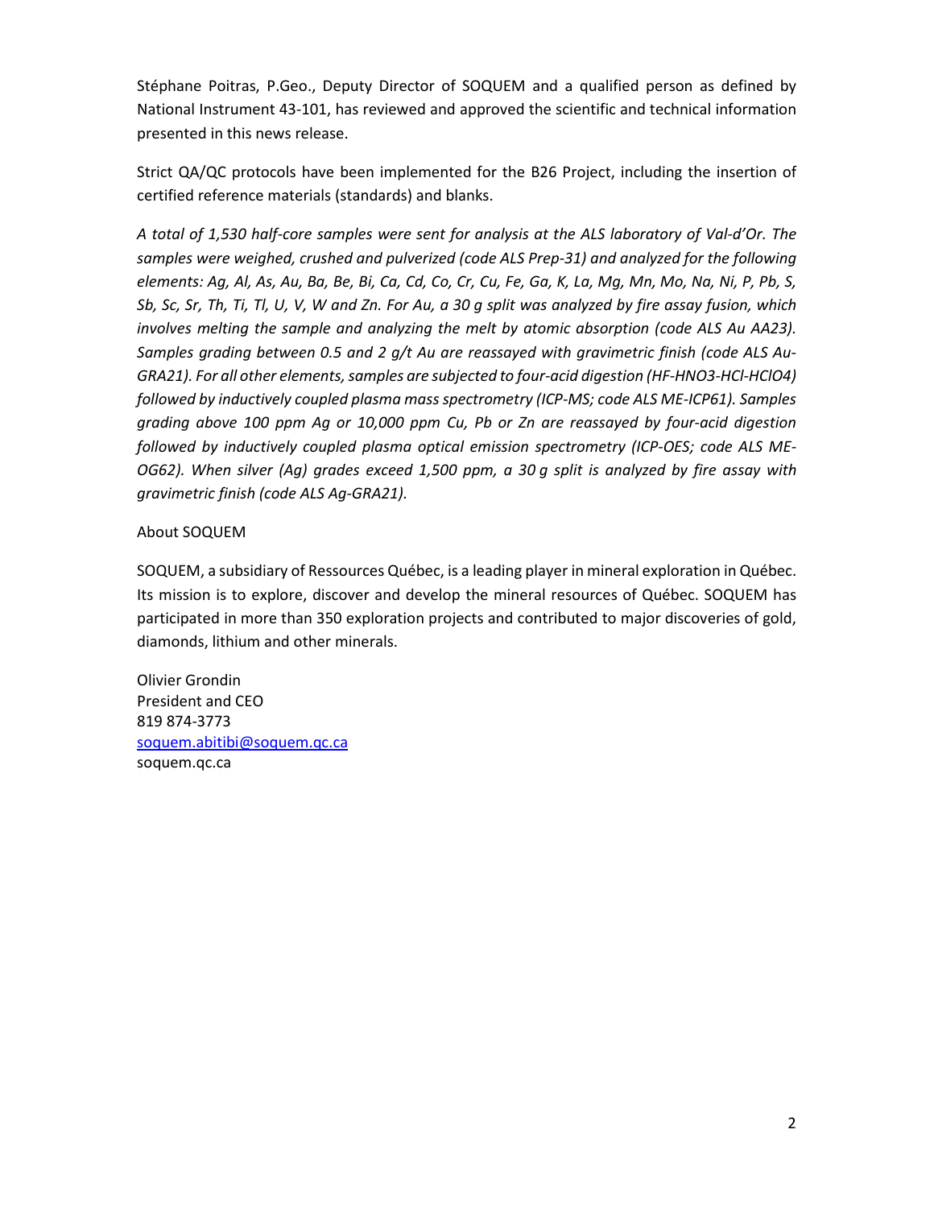Stéphane Poitras, P.Geo., Deputy Director of SOQUEM and a qualified person as defined by National Instrument 43-101, has reviewed and approved the scientific and technical information presented in this news release.

Strict QA/QC protocols have been implemented for the B26 Project, including the insertion of certified reference materials (standards) and blanks.

*A total of 1,530 half-core samples were sent for analysis at the ALS laboratory of Val-d'Or. The samples were weighed, crushed and pulverized (code ALS Prep-31) and analyzed for the following elements: Ag, Al, As, Au, Ba, Be, Bi, Ca, Cd, Co, Cr, Cu, Fe, Ga, K, La, Mg, Mn, Mo, Na, Ni, P, Pb, S, Sb, Sc, Sr, Th, Ti, Tl, U, V, W and Zn. For Au, a 30 g split was analyzed by fire assay fusion, which involves melting the sample and analyzing the melt by atomic absorption (code ALS Au AA23). Samples grading between 0.5 and 2 g/t Au are reassayed with gravimetric finish (code ALS Au-GRA21). For all other elements, samples are subjected to four-acid digestion (HF-HNO3-HCl-HClO4) followed by inductively coupled plasma mass spectrometry (ICP-MS; code ALS ME-ICP61). Samples grading above 100 ppm Ag or 10,000 ppm Cu, Pb or Zn are reassayed by four-acid digestion followed by inductively coupled plasma optical emission spectrometry (ICP-OES; code ALS ME-OG62). When silver (Ag) grades exceed 1,500 ppm, a 30 g split is analyzed by fire assay with gravimetric finish (code ALS Ag-GRA21).*

About SOQUEM

SOQUEM, a subsidiary of Ressources Québec, is a leading player in mineral exploration in Québec. Its mission is to explore, discover and develop the mineral resources of Québec. SOQUEM has participated in more than 350 exploration projects and contributed to major discoveries of gold, diamonds, lithium and other minerals.

Olivier Grondin
President and CEO
819 874-3773
soquem.abitibi@soquem.qc.ca
soquem.qc.ca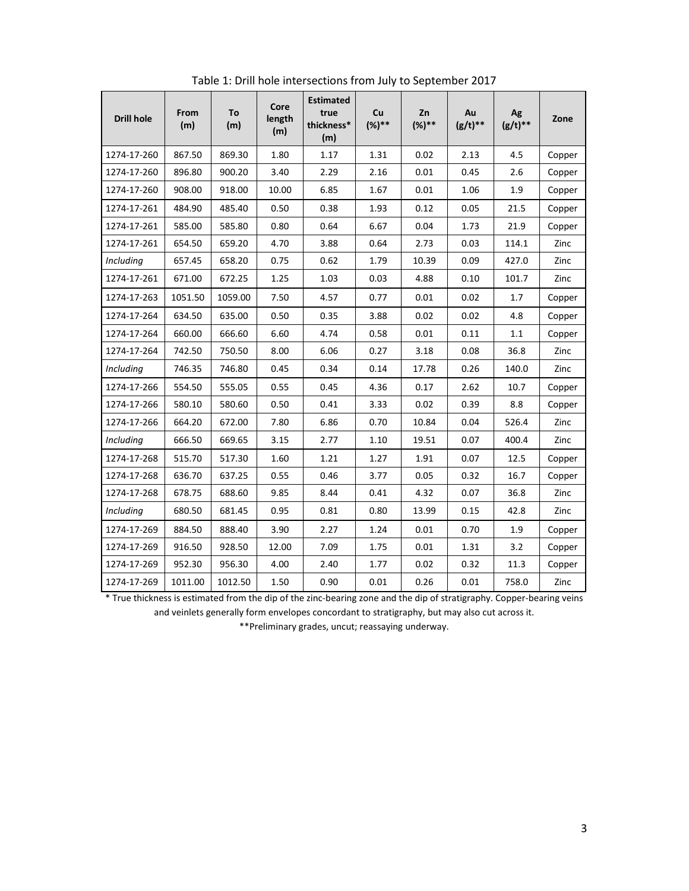Table 1: Drill hole intersections from July to September 2017

| Drill hole | From (m) | To (m) | Core length (m) | Estimated true thickness* (m) | Cu (%)** | Zn (%)** | Au (g/t)** | Ag (g/t)** | Zone |
|---|---|---|---|---|---|---|---|---|---|
| 1274-17-260 | 867.50 | 869.30 | 1.80 | 1.17 | 1.31 | 0.02 | 2.13 | 4.5 | Copper |
| 1274-17-260 | 896.80 | 900.20 | 3.40 | 2.29 | 2.16 | 0.01 | 0.45 | 2.6 | Copper |
| 1274-17-260 | 908.00 | 918.00 | 10.00 | 6.85 | 1.67 | 0.01 | 1.06 | 1.9 | Copper |
| 1274-17-261 | 484.90 | 485.40 | 0.50 | 0.38 | 1.93 | 0.12 | 0.05 | 21.5 | Copper |
| 1274-17-261 | 585.00 | 585.80 | 0.80 | 0.64 | 6.67 | 0.04 | 1.73 | 21.9 | Copper |
| 1274-17-261 | 654.50 | 659.20 | 4.70 | 3.88 | 0.64 | 2.73 | 0.03 | 114.1 | Zinc |
| *Including* | 657.45 | 658.20 | 0.75 | 0.62 | 1.79 | 10.39 | 0.09 | 427.0 | Zinc |
| 1274-17-261 | 671.00 | 672.25 | 1.25 | 1.03 | 0.03 | 4.88 | 0.10 | 101.7 | Zinc |
| 1274-17-263 | 1051.50 | 1059.00 | 7.50 | 4.57 | 0.77 | 0.01 | 0.02 | 1.7 | Copper |
| 1274-17-264 | 634.50 | 635.00 | 0.50 | 0.35 | 3.88 | 0.02 | 0.02 | 4.8 | Copper |
| 1274-17-264 | 660.00 | 666.60 | 6.60 | 4.74 | 0.58 | 0.01 | 0.11 | 1.1 | Copper |
| 1274-17-264 | 742.50 | 750.50 | 8.00 | 6.06 | 0.27 | 3.18 | 0.08 | 36.8 | Zinc |
| *Including* | 746.35 | 746.80 | 0.45 | 0.34 | 0.14 | 17.78 | 0.26 | 140.0 | Zinc |
| 1274-17-266 | 554.50 | 555.05 | 0.55 | 0.45 | 4.36 | 0.17 | 2.62 | 10.7 | Copper |
| 1274-17-266 | 580.10 | 580.60 | 0.50 | 0.41 | 3.33 | 0.02 | 0.39 | 8.8 | Copper |
| 1274-17-266 | 664.20 | 672.00 | 7.80 | 6.86 | 0.70 | 10.84 | 0.04 | 526.4 | Zinc |
| *Including* | 666.50 | 669.65 | 3.15 | 2.77 | 1.10 | 19.51 | 0.07 | 400.4 | Zinc |
| 1274-17-268 | 515.70 | 517.30 | 1.60 | 1.21 | 1.27 | 1.91 | 0.07 | 12.5 | Copper |
| 1274-17-268 | 636.70 | 637.25 | 0.55 | 0.46 | 3.77 | 0.05 | 0.32 | 16.7 | Copper |
| 1274-17-268 | 678.75 | 688.60 | 9.85 | 8.44 | 0.41 | 4.32 | 0.07 | 36.8 | Zinc |
| *Including* | 680.50 | 681.45 | 0.95 | 0.81 | 0.80 | 13.99 | 0.15 | 42.8 | Zinc |
| 1274-17-269 | 884.50 | 888.40 | 3.90 | 2.27 | 1.24 | 0.01 | 0.70 | 1.9 | Copper |
| 1274-17-269 | 916.50 | 928.50 | 12.00 | 7.09 | 1.75 | 0.01 | 1.31 | 3.2 | Copper |
| 1274-17-269 | 952.30 | 956.30 | 4.00 | 2.40 | 1.77 | 0.02 | 0.32 | 11.3 | Copper |
| 1274-17-269 | 1011.00 | 1012.50 | 1.50 | 0.90 | 0.01 | 0.26 | 0.01 | 758.0 | Zinc |

* True thickness is estimated from the dip of the zinc-bearing zone and the dip of stratigraphy. Copper-bearing veins and veinlets generally form envelopes concordant to stratigraphy, but may also cut across it.

**Preliminary grades, uncut; reassaying underway.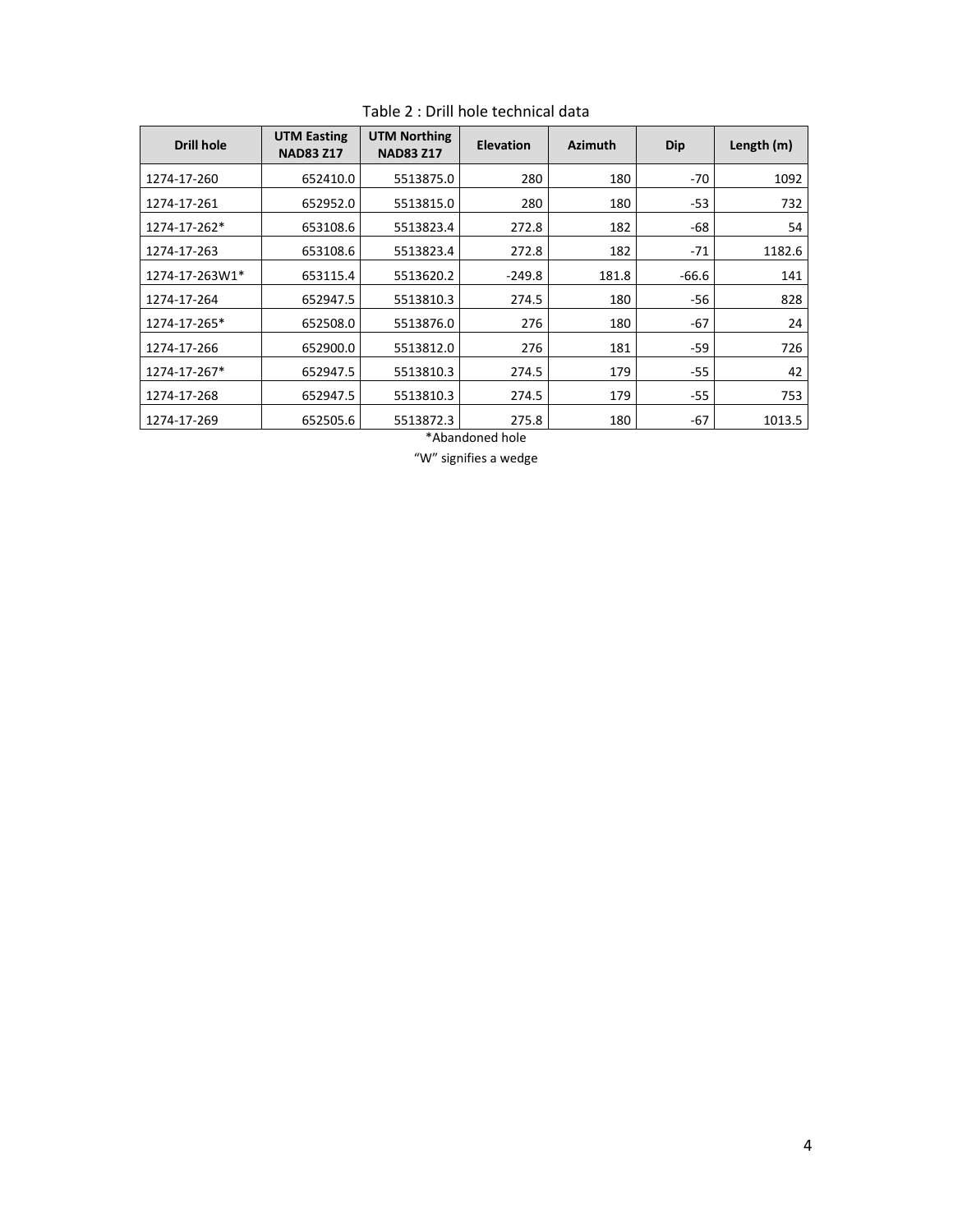Table 2 : Drill hole technical data

| Drill hole | UTM Easting NAD83 Z17 | UTM Northing NAD83 Z17 | Elevation | Azimuth | Dip | Length (m) |
|---|---|---|---|---|---|---|
| 1274-17-260 | 652410.0 | 5513875.0 | 280 | 180 | -70 | 1092 |
| 1274-17-261 | 652952.0 | 5513815.0 | 280 | 180 | -53 | 732 |
| 1274-17-262* | 653108.6 | 5513823.4 | 272.8 | 182 | -68 | 54 |
| 1274-17-263 | 653108.6 | 5513823.4 | 272.8 | 182 | -71 | 1182.6 |
| 1274-17-263W1* | 653115.4 | 5513620.2 | -249.8 | 181.8 | -66.6 | 141 |
| 1274-17-264 | 652947.5 | 5513810.3 | 274.5 | 180 | -56 | 828 |
| 1274-17-265* | 652508.0 | 5513876.0 | 276 | 180 | -67 | 24 |
| 1274-17-266 | 652900.0 | 5513812.0 | 276 | 181 | -59 | 726 |
| 1274-17-267* | 652947.5 | 5513810.3 | 274.5 | 179 | -55 | 42 |
| 1274-17-268 | 652947.5 | 5513810.3 | 274.5 | 179 | -55 | 753 |
| 1274-17-269 | 652505.6 | 5513872.3 | 275.8 | 180 | -67 | 1013.5 |

*Abandoned hole

"W" signifies a wedge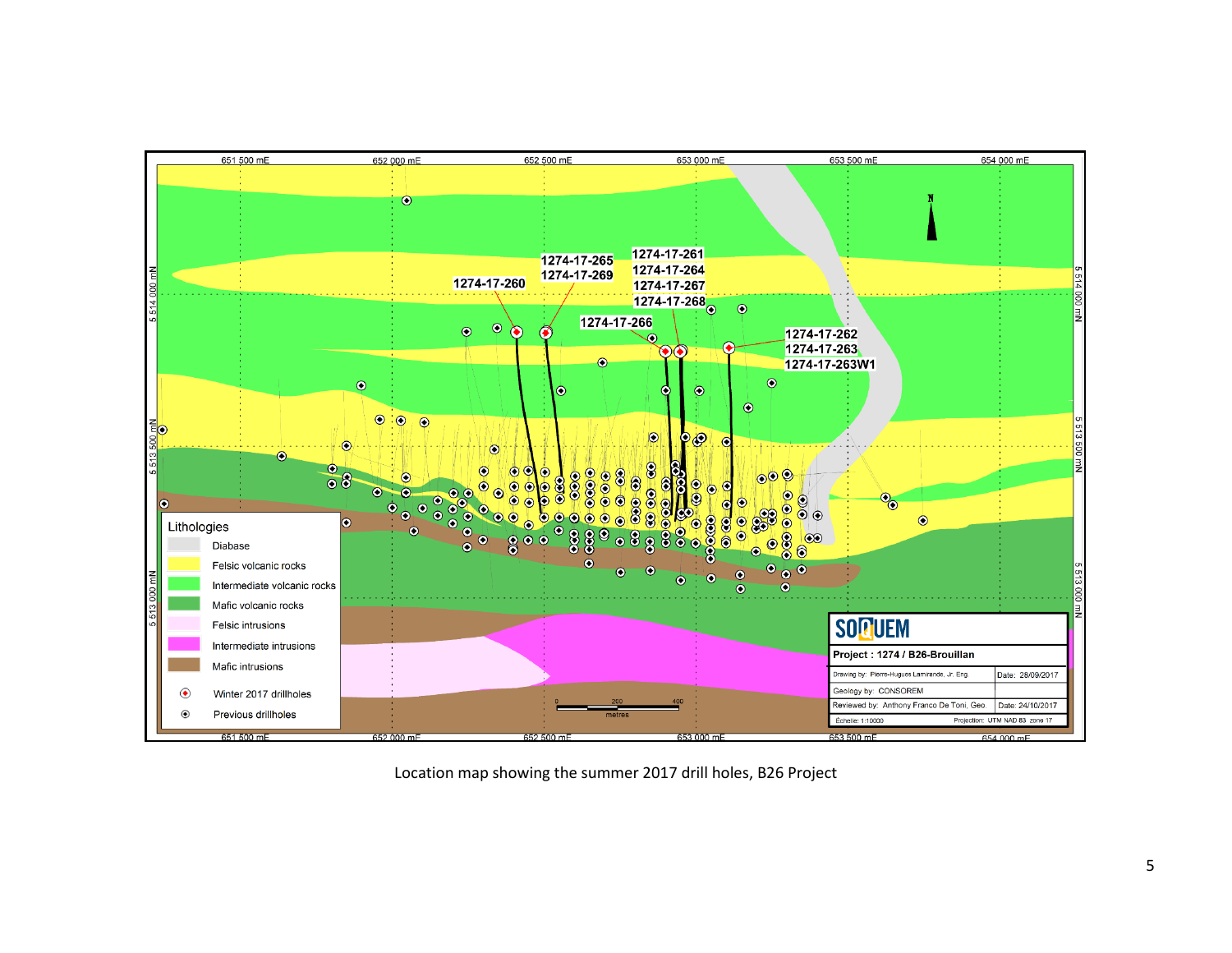Location map showing the summer 2017 drill holes, B26 Project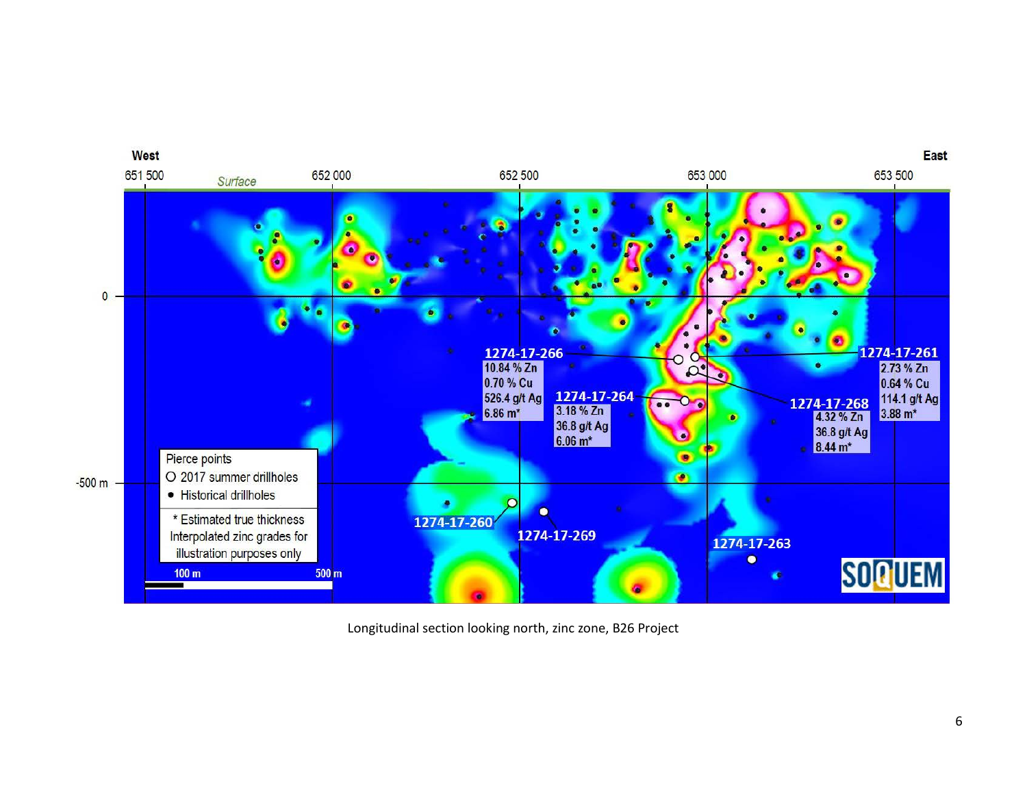West

East

651 500 | Surface | 652 000 | 652 500 | 653 000 | 653 500

0

-500 m

1274-17-266
10.84 % Zn
0.70 % Cu
526.4 g/t Ag
6.86 m*

1274-17-264
3.18 % Zn
36.8 g/t Ag
6.06 m*

1274-17-268
4.32 % Zn
36.8 g/t Ag
8.44 m*

1274-17-261
2.73 % Zn
0.64 % Cu
114.1 g/t Ag
3.88 m*

1274-17-260

1274-17-269

1274-17-263

Pierce points
- O 2017 summer drillholes
- • Historical drillholes

* Estimated true thickness
Interpolated zinc grades for illustration purposes only

100 m | 500 m

SOQUEM

Longitudinal section looking north, zinc zone, B26 Project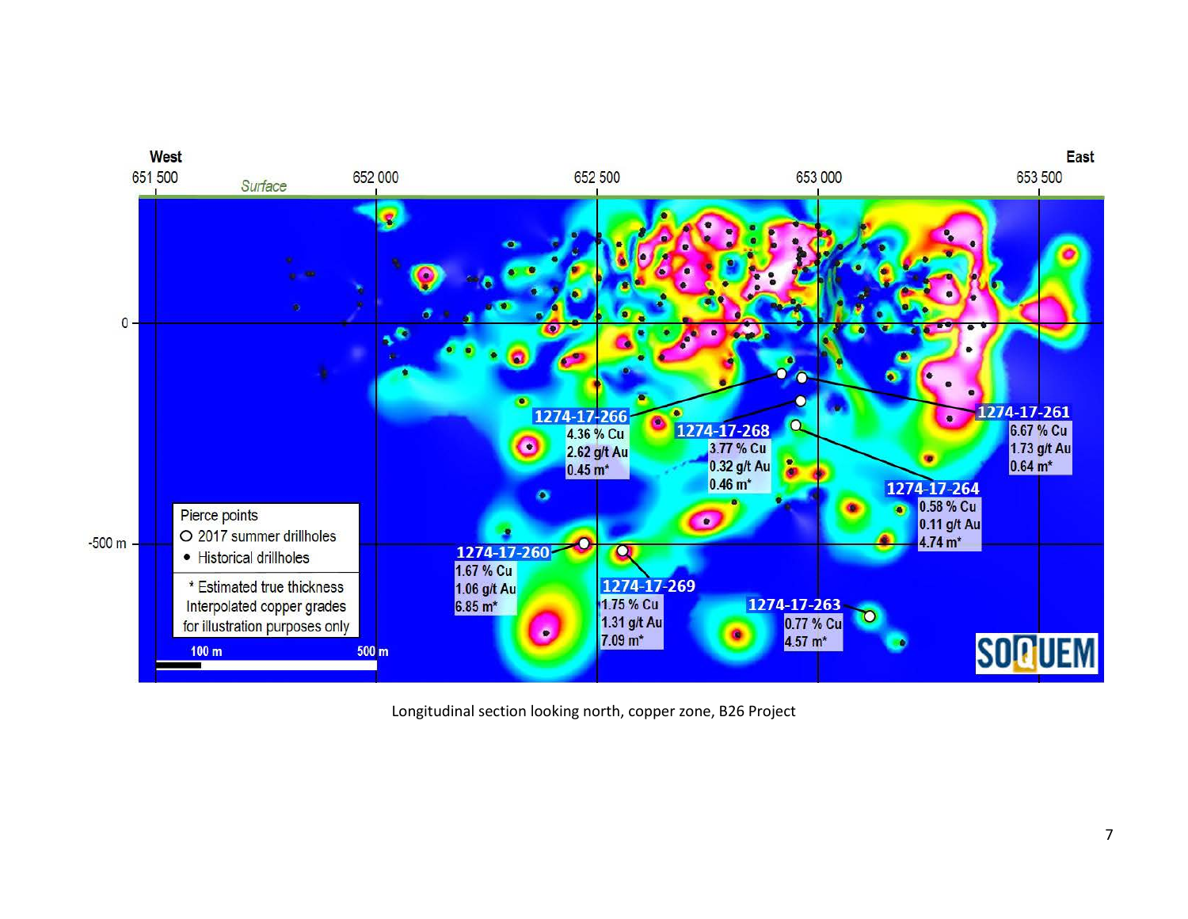West

East

651 500

652 000

652 500

653 000

653 500

Surface

0

-500 m

1274-17-266
4.36 % Cu
2.62 g/t Au
0.45 m*

1274-17-268
3.77 % Cu
0.32 g/t Au
0.46 m*

1274-17-261
6.67 % Cu
1.73 g/t Au
0.64 m*

1274-17-264
0.58 % Cu
0.11 g/t Au
4.74 m*

1274-17-260
1.67 % Cu
1.06 g/t Au
6.85 m*

1274-17-269
1.75 % Cu
1.31 g/t Au
7.09 m*

1274-17-263
0.77 % Cu
4.57 m*

Pierce points
○ 2017 summer drillholes
• Historical drillholes

* Estimated true thickness
Interpolated copper grades
for illustration purposes only

100 m

500 m

SOQUEM

Longitudinal section looking north, copper zone, B26 Project